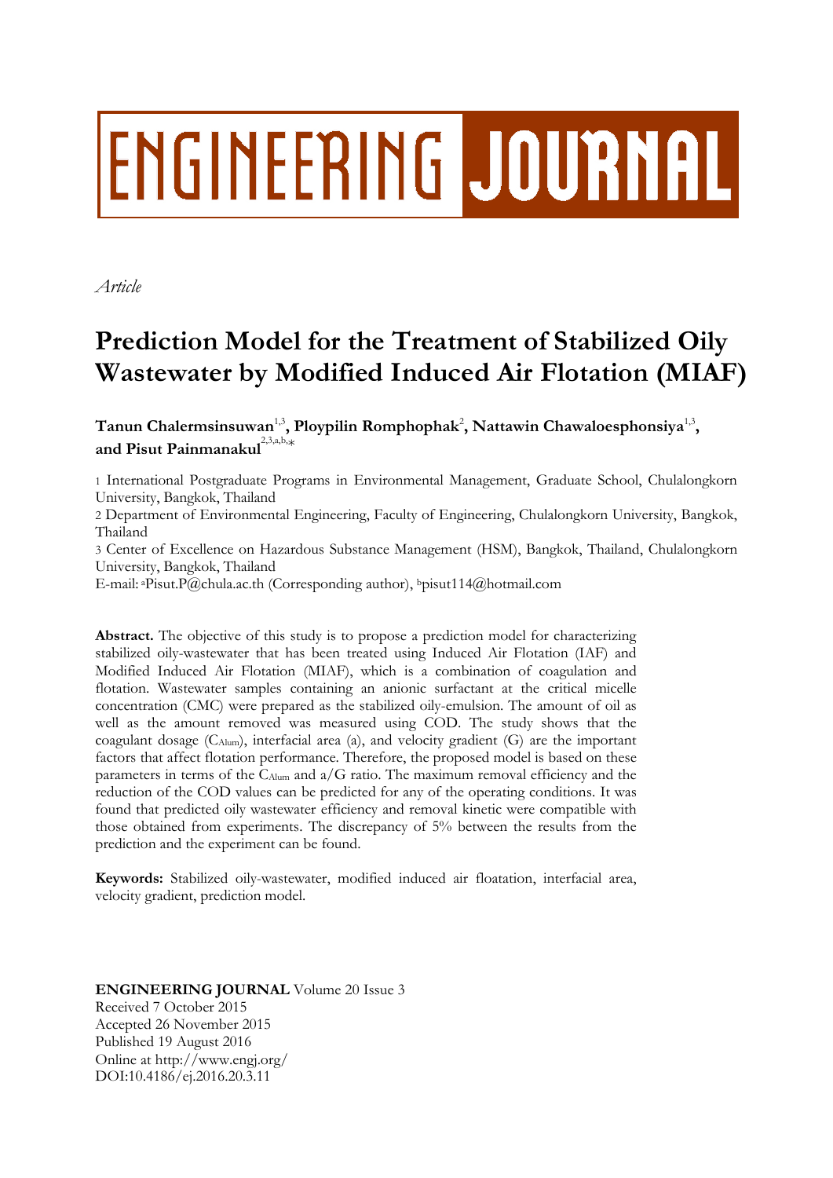# ENGINEERING JOURNAL

*Article*

# Prediction Model for the Treatment of Stabilized Oily Wastewater by Modified Induced Air Flotation (MIAF)

**Tanun Chalermsinsuwan[1,3], Ploypilin Romphophak[2], Nattawin Chawaloesphonsiya[1,3], and Pisut Painmanakul[2,3,a,b,*]**

1 International Postgraduate Programs in Environmental Management, Graduate School, Chulalongkorn University, Bangkok, Thailand

2 Department of Environmental Engineering, Faculty of Engineering, Chulalongkorn University, Bangkok, Thailand

3 Center of Excellence on Hazardous Substance Management (HSM), Bangkok, Thailand, Chulalongkorn University, Bangkok, Thailand

E-mail: [a]Pisut.P@chula.ac.th (Corresponding author), [b]pisut114@hotmail.com

**Abstract.** The objective of this study is to propose a prediction model for characterizing stabilized oily-wastewater that has been treated using Induced Air Flotation (IAF) and Modified Induced Air Flotation (MIAF), which is a combination of coagulation and flotation. Wastewater samples containing an anionic surfactant at the critical micelle concentration (CMC) were prepared as the stabilized oily-emulsion. The amount of oil as well as the amount removed was measured using COD. The study shows that the coagulant dosage ($C_{Alum}$), interfacial area (a), and velocity gradient (G) are the important factors that affect flotation performance. Therefore, the proposed model is based on these parameters in terms of the $C_{Alum}$ and a/G ratio. The maximum removal efficiency and the reduction of the COD values can be predicted for any of the operating conditions. It was found that predicted oily wastewater efficiency and removal kinetic were compatible with those obtained from experiments. The discrepancy of 5% between the results from the prediction and the experiment can be found.

**Keywords:** Stabilized oily-wastewater, modified induced air floatation, interfacial area, velocity gradient, prediction model.

**ENGINEERING JOURNAL** Volume 20 Issue 3
Received 7 October 2015
Accepted 26 November 2015
Published 19 August 2016
Online at http://www.engj.org/
DOI:10.4186/ej.2016.20.3.11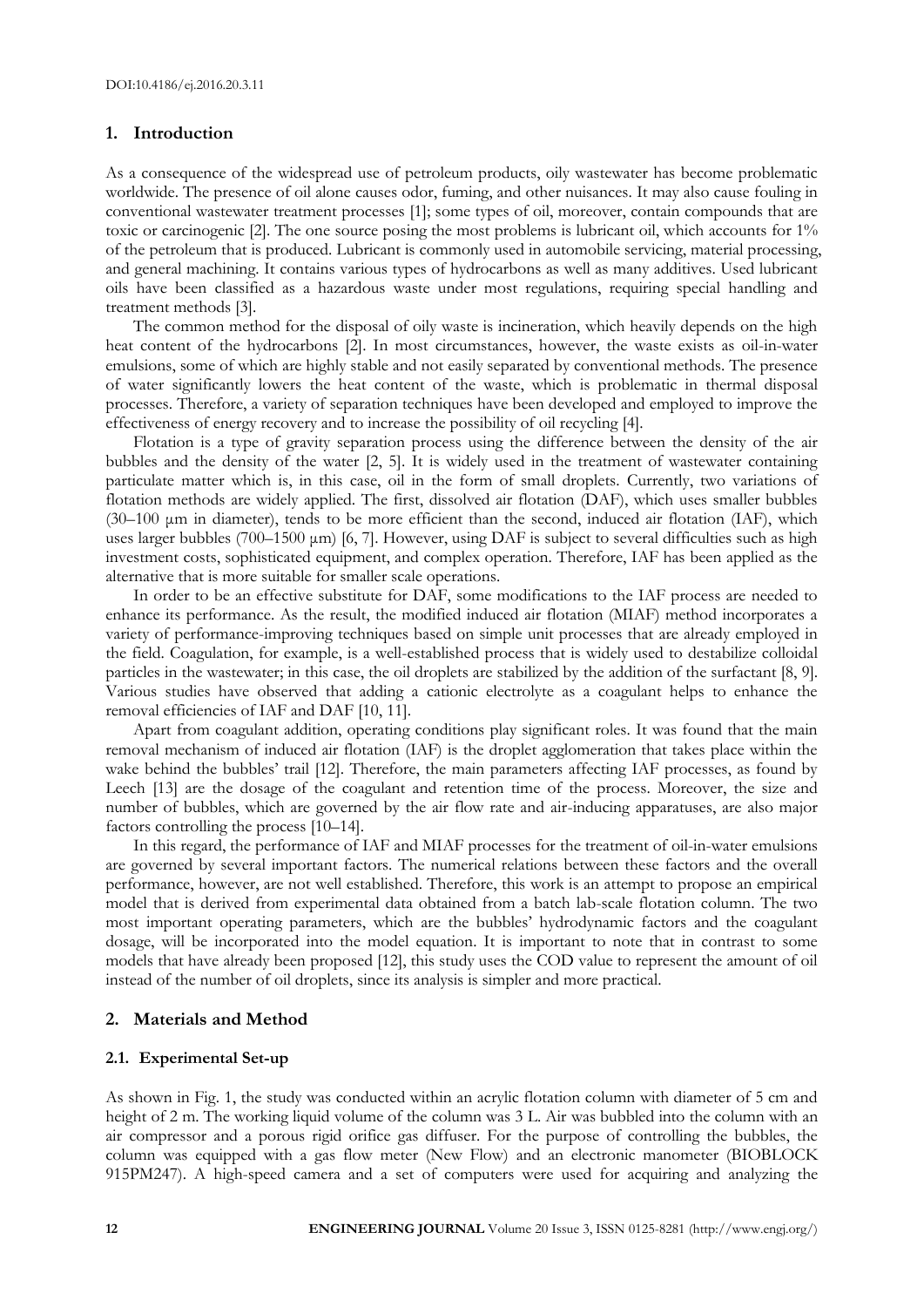## 1. Introduction

As a consequence of the widespread use of petroleum products, oily wastewater has become problematic worldwide. The presence of oil alone causes odor, fuming, and other nuisances. It may also cause fouling in conventional wastewater treatment processes [1]; some types of oil, moreover, contain compounds that are toxic or carcinogenic [2]. The one source posing the most problems is lubricant oil, which accounts for 1% of the petroleum that is produced. Lubricant is commonly used in automobile servicing, material processing, and general machining. It contains various types of hydrocarbons as well as many additives. Used lubricant oils have been classified as a hazardous waste under most regulations, requiring special handling and treatment methods [3].

The common method for the disposal of oily waste is incineration, which heavily depends on the high heat content of the hydrocarbons [2]. In most circumstances, however, the waste exists as oil-in-water emulsions, some of which are highly stable and not easily separated by conventional methods. The presence of water significantly lowers the heat content of the waste, which is problematic in thermal disposal processes. Therefore, a variety of separation techniques have been developed and employed to improve the effectiveness of energy recovery and to increase the possibility of oil recycling [4].

Flotation is a type of gravity separation process using the difference between the density of the air bubbles and the density of the water [2, 5]. It is widely used in the treatment of wastewater containing particulate matter which is, in this case, oil in the form of small droplets. Currently, two variations of flotation methods are widely applied. The first, dissolved air flotation (DAF), which uses smaller bubbles (30–100 µm in diameter), tends to be more efficient than the second, induced air flotation (IAF), which uses larger bubbles (700–1500 µm) [6, 7]. However, using DAF is subject to several difficulties such as high investment costs, sophisticated equipment, and complex operation. Therefore, IAF has been applied as the alternative that is more suitable for smaller scale operations.

In order to be an effective substitute for DAF, some modifications to the IAF process are needed to enhance its performance. As the result, the modified induced air flotation (MIAF) method incorporates a variety of performance-improving techniques based on simple unit processes that are already employed in the field. Coagulation, for example, is a well-established process that is widely used to destabilize colloidal particles in the wastewater; in this case, the oil droplets are stabilized by the addition of the surfactant [8, 9]. Various studies have observed that adding a cationic electrolyte as a coagulant helps to enhance the removal efficiencies of IAF and DAF [10, 11].

Apart from coagulant addition, operating conditions play significant roles. It was found that the main removal mechanism of induced air flotation (IAF) is the droplet agglomeration that takes place within the wake behind the bubbles' trail [12]. Therefore, the main parameters affecting IAF processes, as found by Leech [13] are the dosage of the coagulant and retention time of the process. Moreover, the size and number of bubbles, which are governed by the air flow rate and air-inducing apparatuses, are also major factors controlling the process [10–14].

In this regard, the performance of IAF and MIAF processes for the treatment of oil-in-water emulsions are governed by several important factors. The numerical relations between these factors and the overall performance, however, are not well established. Therefore, this work is an attempt to propose an empirical model that is derived from experimental data obtained from a batch lab-scale flotation column. The two most important operating parameters, which are the bubbles' hydrodynamic factors and the coagulant dosage, will be incorporated into the model equation. It is important to note that in contrast to some models that have already been proposed [12], this study uses the COD value to represent the amount of oil instead of the number of oil droplets, since its analysis is simpler and more practical.

## 2. Materials and Method

### 2.1. Experimental Set-up

As shown in Fig. 1, the study was conducted within an acrylic flotation column with diameter of 5 cm and height of 2 m. The working liquid volume of the column was 3 L. Air was bubbled into the column with an air compressor and a porous rigid orifice gas diffuser. For the purpose of controlling the bubbles, the column was equipped with a gas flow meter (New Flow) and an electronic manometer (BIOBLOCK 915PM247). A high-speed camera and a set of computers were used for acquiring and analyzing the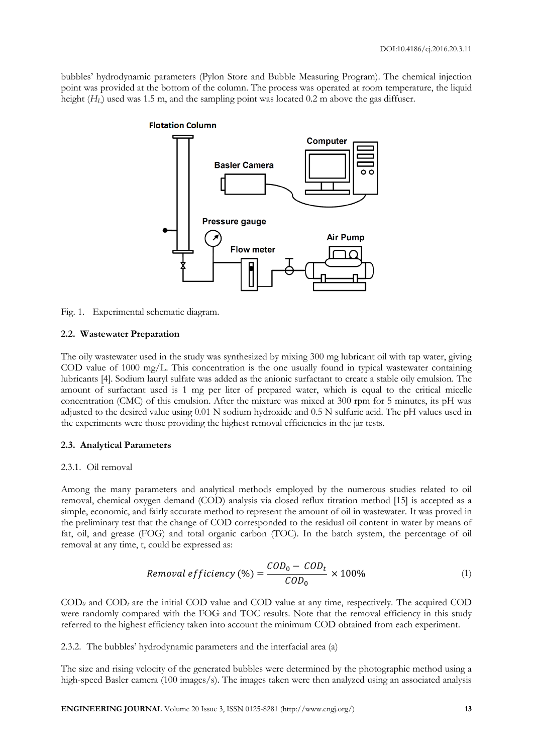bubbles' hydrodynamic parameters (Pylon Store and Bubble Measuring Program). The chemical injection point was provided at the bottom of the column. The process was operated at room temperature, the liquid height ($H_L$) used was 1.5 m, and the sampling point was located 0.2 m above the gas diffuser.

Fig. 1. Experimental schematic diagram.

### 2.2. Wastewater Preparation

The oily wastewater used in the study was synthesized by mixing 300 mg lubricant oil with tap water, giving COD value of 1000 mg/L. This concentration is the one usually found in typical wastewater containing lubricants [4]. Sodium lauryl sulfate was added as the anionic surfactant to create a stable oily emulsion. The amount of surfactant used is 1 mg per liter of prepared water, which is equal to the critical micelle concentration (CMC) of this emulsion. After the mixture was mixed at 300 rpm for 5 minutes, its pH was adjusted to the desired value using 0.01 N sodium hydroxide and 0.5 N sulfuric acid. The pH values used in the experiments were those providing the highest removal efficiencies in the jar tests.

### 2.3. Analytical Parameters

#### 2.3.1. Oil removal

Among the many parameters and analytical methods employed by the numerous studies related to oil removal, chemical oxygen demand (COD) analysis via closed reflux titration method [15] is accepted as a simple, economic, and fairly accurate method to represent the amount of oil in wastewater. It was proved in the preliminary test that the change of COD corresponded to the residual oil content in water by means of fat, oil, and grease (FOG) and total organic carbon (TOC). In the batch system, the percentage of oil removal at any time, t, could be expressed as:

$$Removal\ efficiency\ (\%) = \frac{COD_0 - COD_t}{COD_0} \times 100\% \tag{1}$$

$COD_0$ and $COD_t$ are the initial COD value and COD value at any time, respectively. The acquired COD were randomly compared with the FOG and TOC results. Note that the removal efficiency in this study referred to the highest efficiency taken into account the minimum COD obtained from each experiment.

#### 2.3.2. The bubbles' hydrodynamic parameters and the interfacial area (a)

The size and rising velocity of the generated bubbles were determined by the photographic method using a high-speed Basler camera (100 images/s). The images taken were then analyzed using an associated analysis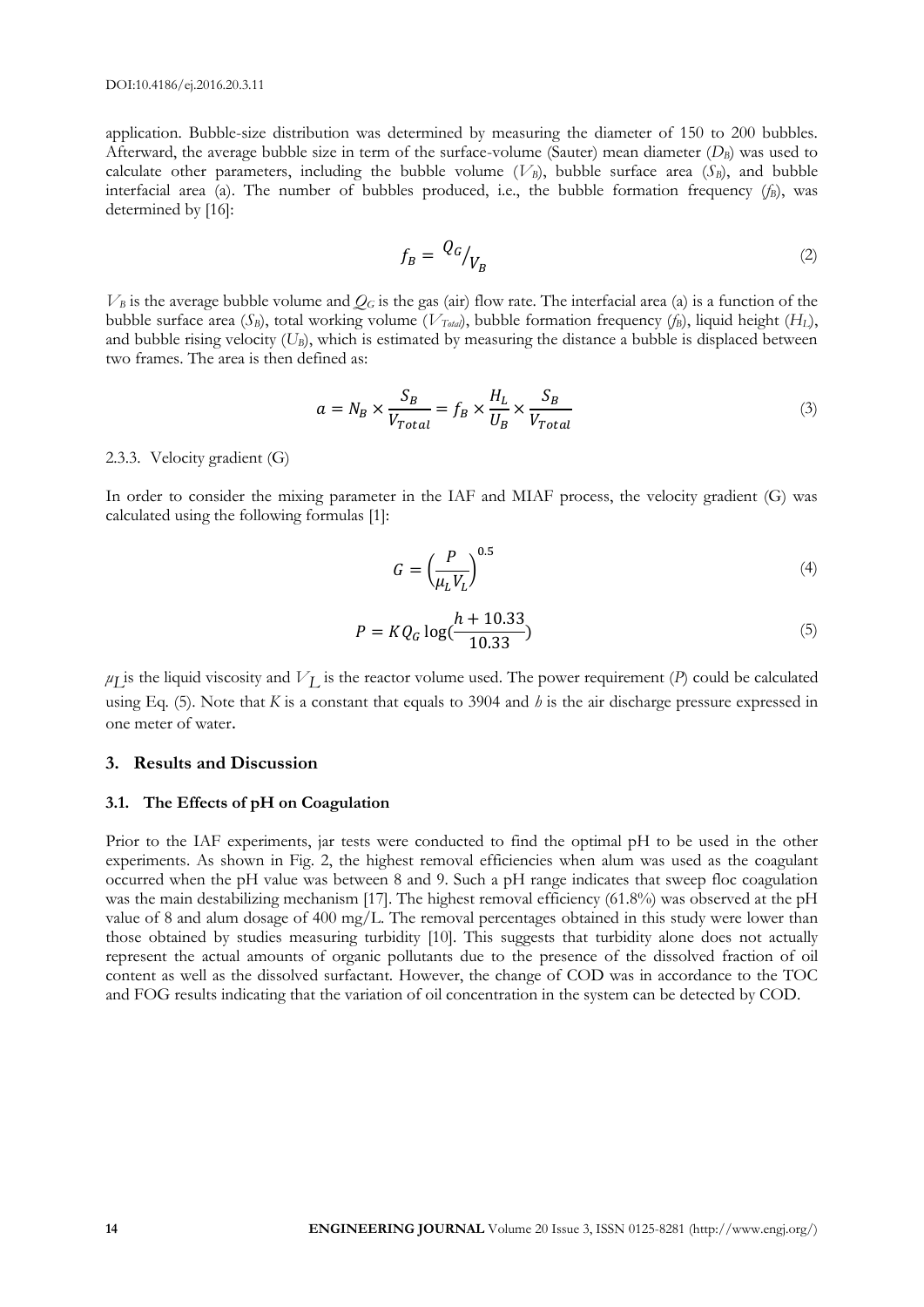application. Bubble-size distribution was determined by measuring the diameter of 150 to 200 bubbles. Afterward, the average bubble size in term of the surface-volume (Sauter) mean diameter ($D_B$) was used to calculate other parameters, including the bubble volume ($V_B$), bubble surface area ($S_B$), and bubble interfacial area (a). The number of bubbles produced, i.e., the bubble formation frequency ($f_B$), was determined by [16]:

$$f_B = {}^{Q_G}/_{V_B} \tag{2}$$

$V_B$ is the average bubble volume and $Q_G$ is the gas (air) flow rate. The interfacial area (a) is a function of the bubble surface area ($S_B$), total working volume ($V_{Total}$), bubble formation frequency ($f_B$), liquid height ($H_L$), and bubble rising velocity ($U_B$), which is estimated by measuring the distance a bubble is displaced between two frames. The area is then defined as:

$$a = N_B \times \frac{S_B}{V_{Total}} = f_B \times \frac{H_L}{U_B} \times \frac{S_B}{V_{Total}} \tag{3}$$

2.3.3. Velocity gradient (G)

In order to consider the mixing parameter in the IAF and MIAF process, the velocity gradient (G) was calculated using the following formulas [1]:

$$G = \left(\frac{P}{\mu_L V_L}\right)^{0.5} \tag{4}$$

$$P = K Q_G \log\left(\frac{h + 10.33}{10.33}\right) \tag{5}$$

$\mu_L$ is the liquid viscosity and $V_L$ is the reactor volume used. The power requirement (*P*) could be calculated using Eq. (5). Note that *K* is a constant that equals to 3904 and *h* is the air discharge pressure expressed in one meter of water.

## 3. Results and Discussion

### 3.1. The Effects of pH on Coagulation

Prior to the IAF experiments, jar tests were conducted to find the optimal pH to be used in the other experiments. As shown in Fig. 2, the highest removal efficiencies when alum was used as the coagulant occurred when the pH value was between 8 and 9. Such a pH range indicates that sweep floc coagulation was the main destabilizing mechanism [17]. The highest removal efficiency (61.8%) was observed at the pH value of 8 and alum dosage of 400 mg/L. The removal percentages obtained in this study were lower than those obtained by studies measuring turbidity [10]. This suggests that turbidity alone does not actually represent the actual amounts of organic pollutants due to the presence of the dissolved fraction of oil content as well as the dissolved surfactant. However, the change of COD was in accordance to the TOC and FOG results indicating that the variation of oil concentration in the system can be detected by COD.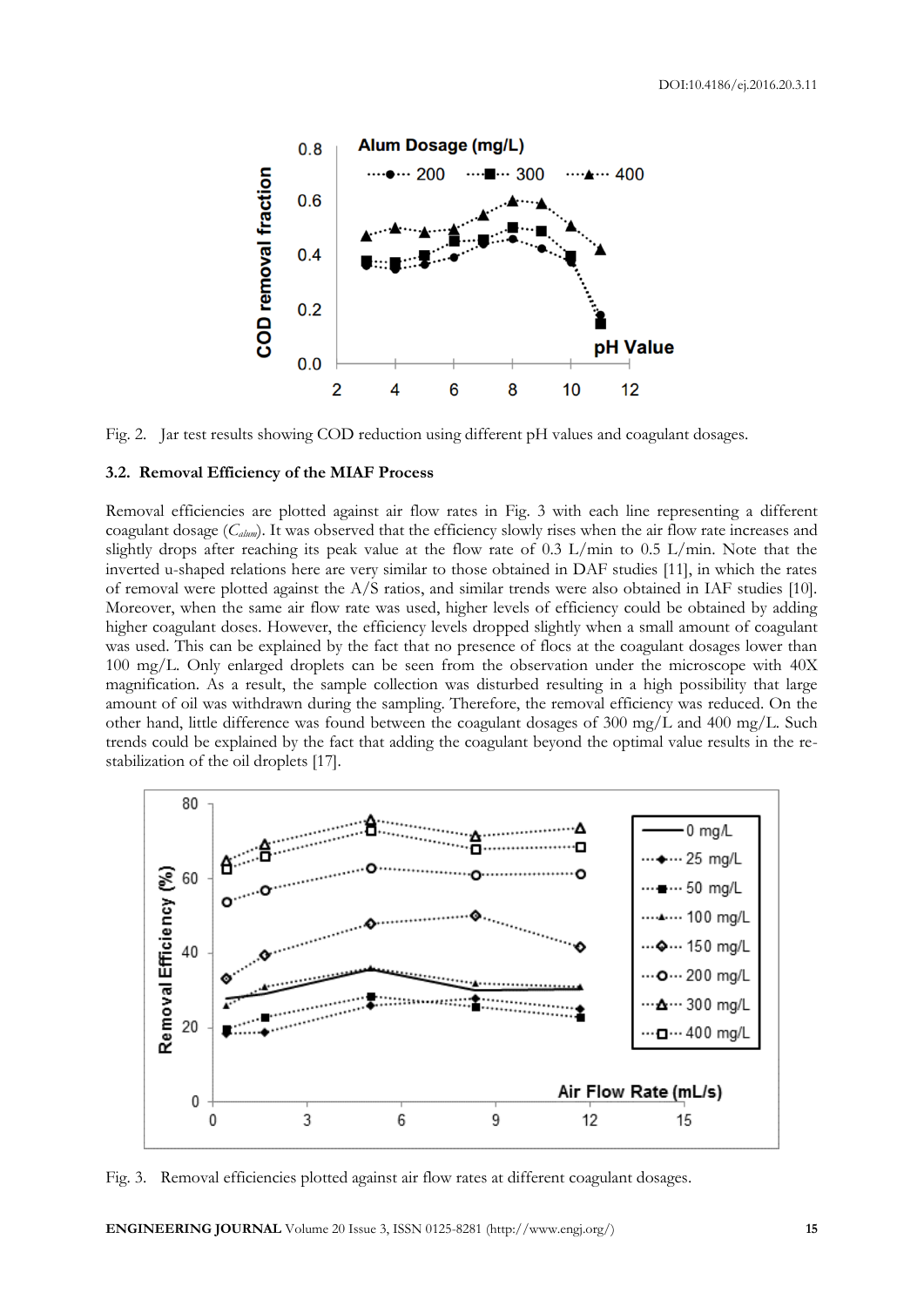Fig. 2. Jar test results showing COD reduction using different pH values and coagulant dosages.

### 3.2. Removal Efficiency of the MIAF Process

Removal efficiencies are plotted against air flow rates in Fig. 3 with each line representing a different coagulant dosage ($C_{alum}$). It was observed that the efficiency slowly rises when the air flow rate increases and slightly drops after reaching its peak value at the flow rate of 0.3 L/min to 0.5 L/min. Note that the inverted u-shaped relations here are very similar to those obtained in DAF studies [11], in which the rates of removal were plotted against the A/S ratios, and similar trends were also obtained in IAF studies [10]. Moreover, when the same air flow rate was used, higher levels of efficiency could be obtained by adding higher coagulant doses. However, the efficiency levels dropped slightly when a small amount of coagulant was used. This can be explained by the fact that no presence of flocs at the coagulant dosages lower than 100 mg/L. Only enlarged droplets can be seen from the observation under the microscope with 40X magnification. As a result, the sample collection was disturbed resulting in a high possibility that large amount of oil was withdrawn during the sampling. Therefore, the removal efficiency was reduced. On the other hand, little difference was found between the coagulant dosages of 300 mg/L and 400 mg/L. Such trends could be explained by the fact that adding the coagulant beyond the optimal value results in the re-stabilization of the oil droplets [17].

Fig. 3. Removal efficiencies plotted against air flow rates at different coagulant dosages.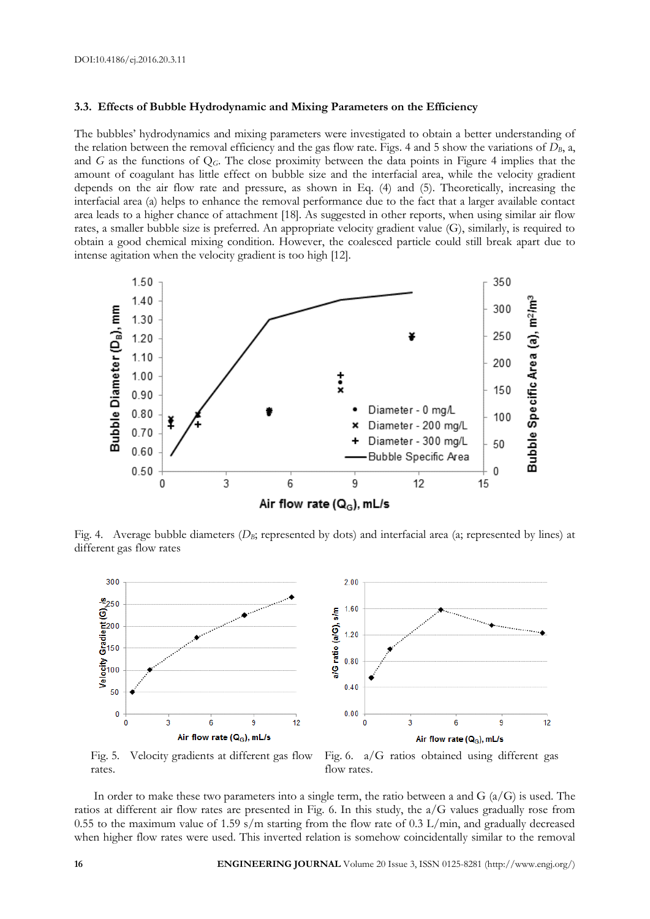DOI:10.4186/ej.2016.20.3.11

### 3.3. Effects of Bubble Hydrodynamic and Mixing Parameters on the Efficiency

The bubbles' hydrodynamics and mixing parameters were investigated to obtain a better understanding of the relation between the removal efficiency and the gas flow rate. Figs. 4 and 5 show the variations of $D_B$, a, and $G$ as the functions of $Q_G$. The close proximity between the data points in Figure 4 implies that the amount of coagulant has little effect on bubble size and the interfacial area, while the velocity gradient depends on the air flow rate and pressure, as shown in Eq. (4) and (5). Theoretically, increasing the interfacial area (a) helps to enhance the removal performance due to the fact that a larger available contact area leads to a higher chance of attachment [18]. As suggested in other reports, when using similar air flow rates, a smaller bubble size is preferred. An appropriate velocity gradient value (G), similarly, is required to obtain a good chemical mixing condition. However, the coalesced particle could still break apart due to intense agitation when the velocity gradient is too high [12].

Fig. 4. Average bubble diameters ($D_B$; represented by dots) and interfacial area (a; represented by lines) at different gas flow rates

Fig. 5. Velocity gradients at different gas flow rates.

Fig. 6. a/G ratios obtained using different gas flow rates.

In order to make these two parameters into a single term, the ratio between a and G (a/G) is used. The ratios at different air flow rates are presented in Fig. 6. In this study, the a/G values gradually rose from 0.55 to the maximum value of 1.59 s/m starting from the flow rate of 0.3 L/min, and gradually decreased when higher flow rates were used. This inverted relation is somehow coincidentally similar to the removal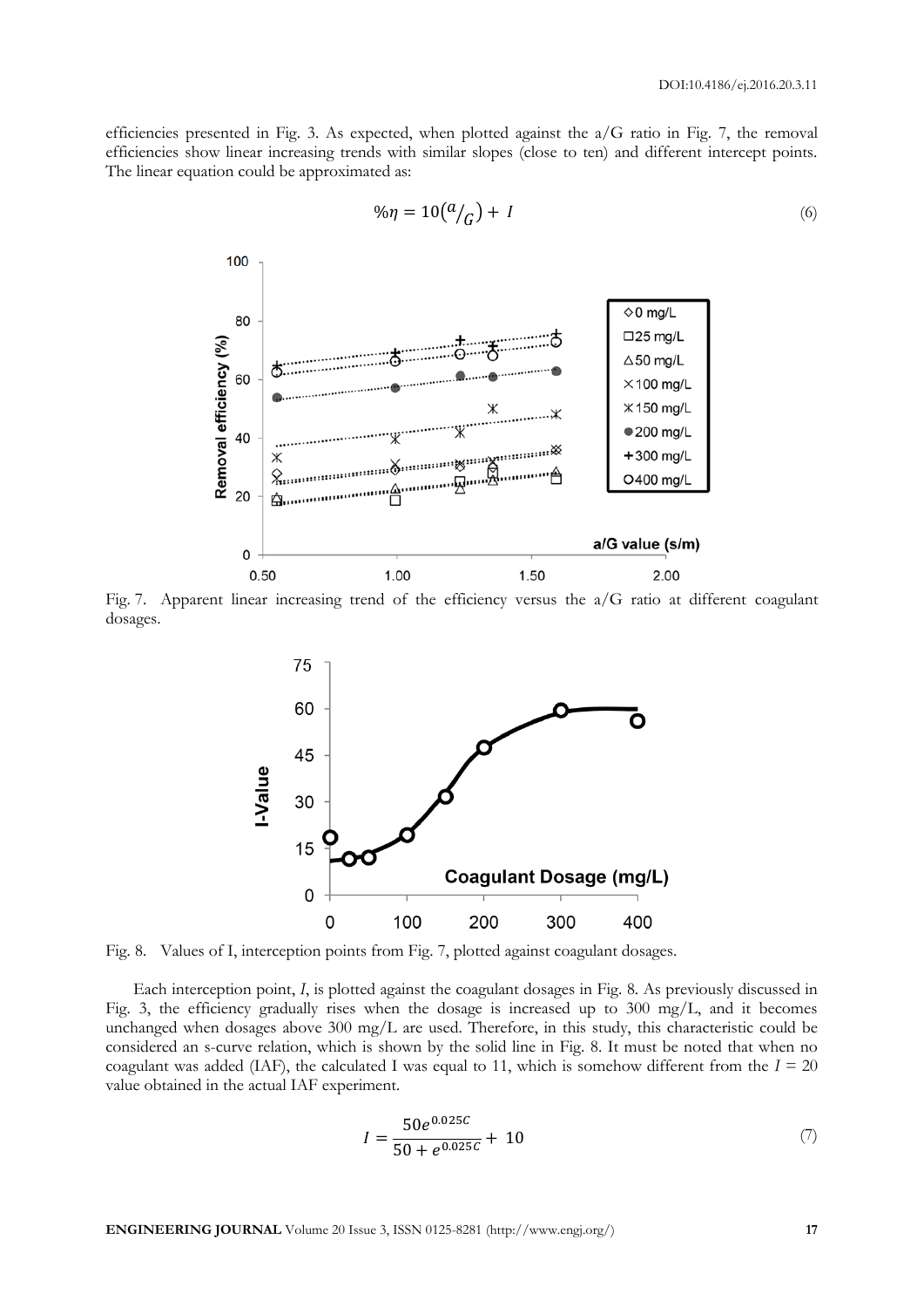efficiencies presented in Fig. 3. As expected, when plotted against the a/G ratio in Fig. 7, the removal efficiencies show linear increasing trends with similar slopes (close to ten) and different intercept points. The linear equation could be approximated as:

$$\%\eta = 10\left(a/_{G}\right) + I \tag{6}$$

Fig. 7. Apparent linear increasing trend of the efficiency versus the a/G ratio at different coagulant dosages.

Fig. 8. Values of I, interception points from Fig. 7, plotted against coagulant dosages.

Each interception point, $I$, is plotted against the coagulant dosages in Fig. 8. As previously discussed in Fig. 3, the efficiency gradually rises when the dosage is increased up to 300 mg/L, and it becomes unchanged when dosages above 300 mg/L are used. Therefore, in this study, this characteristic could be considered an s-curve relation, which is shown by the solid line in Fig. 8. It must be noted that when no coagulant was added (IAF), the calculated I was equal to 11, which is somehow different from the $I = 20$ value obtained in the actual IAF experiment.

$$I = \frac{50e^{0.025C}}{50 + e^{0.025C}} + 10 \tag{7}$$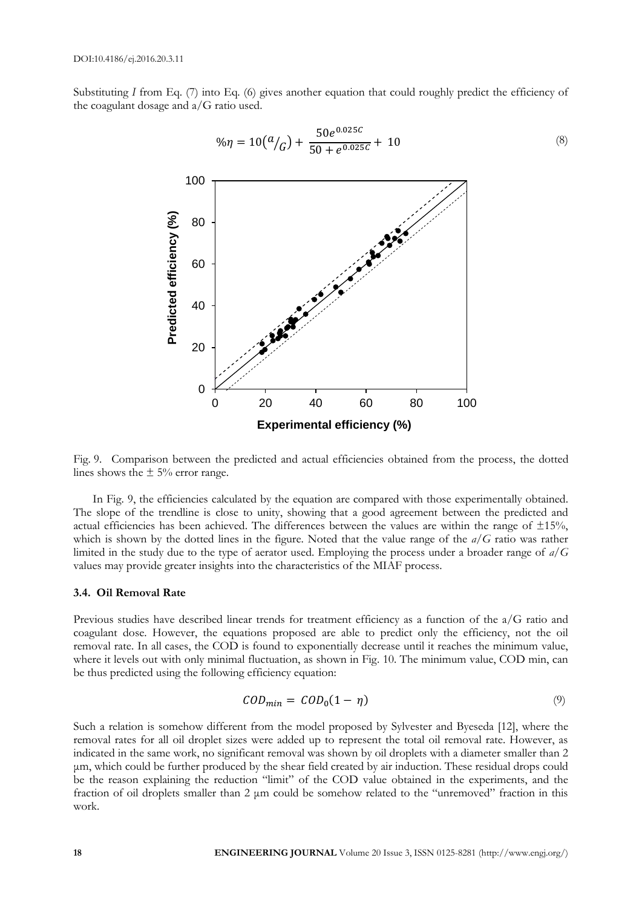Substituting *I* from Eq. (7) into Eq. (6) gives another equation that could roughly predict the efficiency of the coagulant dosage and a/G ratio used.

$$\%\eta = 10\left(a/_{G}\right) + \frac{50e^{0.025C}}{50 + e^{0.025C}} + 10 \tag{8}$$

Fig. 9. Comparison between the predicted and actual efficiencies obtained from the process, the dotted lines shows the ± 5% error range.

In Fig. 9, the efficiencies calculated by the equation are compared with those experimentally obtained. The slope of the trendline is close to unity, showing that a good agreement between the predicted and actual efficiencies has been achieved. The differences between the values are within the range of ±15%, which is shown by the dotted lines in the figure. Noted that the value range of the *a/G* ratio was rather limited in the study due to the type of aerator used. Employing the process under a broader range of *a/G* values may provide greater insights into the characteristics of the MIAF process.

### 3.4. Oil Removal Rate

Previous studies have described linear trends for treatment efficiency as a function of the a/G ratio and coagulant dose. However, the equations proposed are able to predict only the efficiency, not the oil removal rate. In all cases, the COD is found to exponentially decrease until it reaches the minimum value, where it levels out with only minimal fluctuation, as shown in Fig. 10. The minimum value, COD min, can be thus predicted using the following efficiency equation:

$$COD_{min} = COD_0(1 - \eta) \tag{9}$$

Such a relation is somehow different from the model proposed by Sylvester and Byeseda [12], where the removal rates for all oil droplet sizes were added up to represent the total oil removal rate. However, as indicated in the same work, no significant removal was shown by oil droplets with a diameter smaller than 2 μm, which could be further produced by the shear field created by air induction. These residual drops could be the reason explaining the reduction "limit" of the COD value obtained in the experiments, and the fraction of oil droplets smaller than 2 μm could be somehow related to the "unremoved" fraction in this work.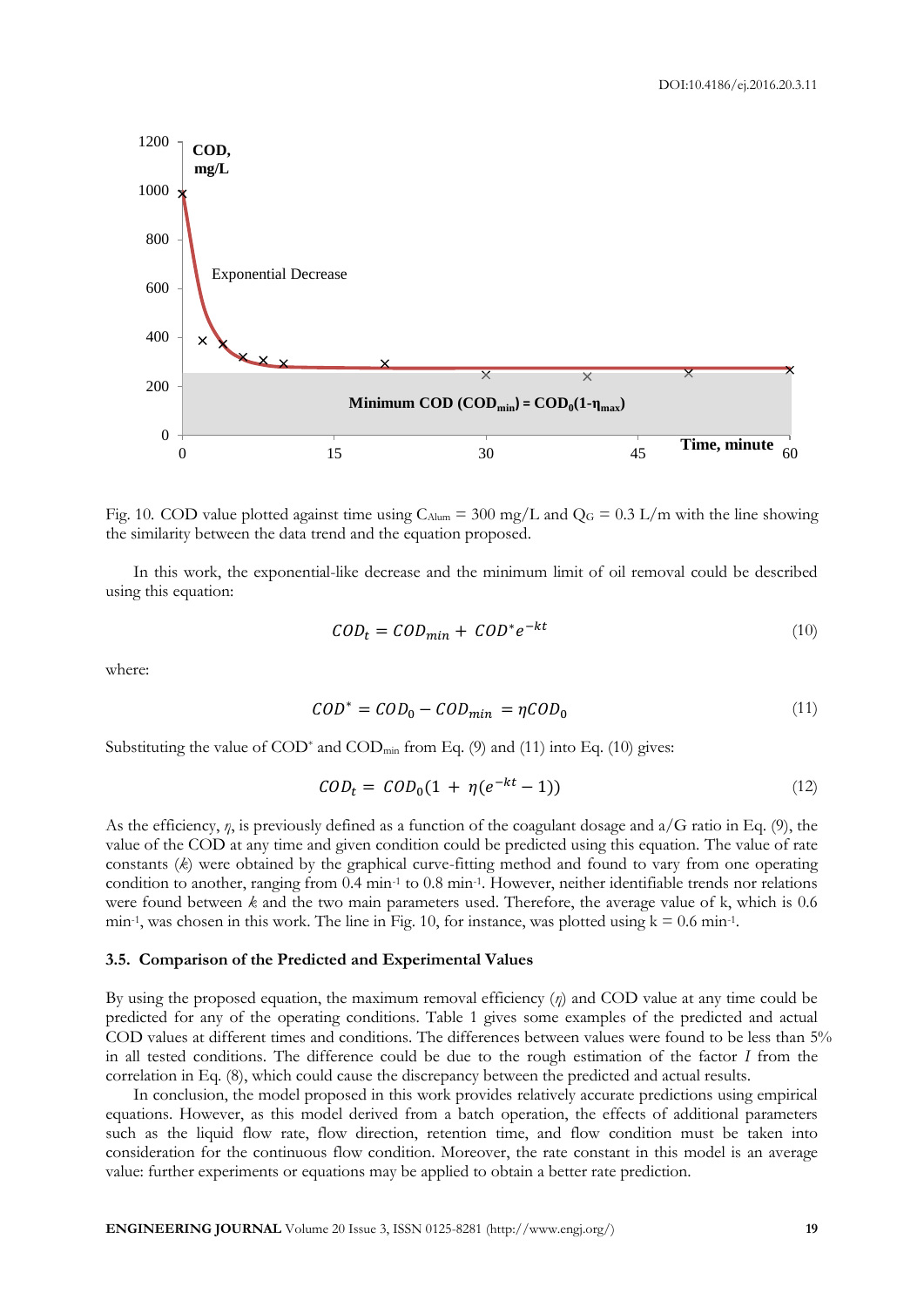Fig. 10. COD value plotted against time using $C_{Alum}$ = 300 mg/L and $Q_G$ = 0.3 L/m with the line showing the similarity between the data trend and the equation proposed.

In this work, the exponential-like decrease and the minimum limit of oil removal could be described using this equation:

$$COD_t = COD_{min} + COD^* e^{-kt} \tag{10}$$

where:

$$COD^* = COD_0 - COD_{min} = \eta COD_0 \tag{11}$$

Substituting the value of $COD^*$ and $COD_{min}$ from Eq. (9) and (11) into Eq. (10) gives:

$$COD_t = COD_0(1 + \eta(e^{-kt} - 1)) \tag{12}$$

As the efficiency, $\eta$, is previously defined as a function of the coagulant dosage and a/G ratio in Eq. (9), the value of the COD at any time and given condition could be predicted using this equation. The value of rate constants ($k$) were obtained by the graphical curve-fitting method and found to vary from one operating condition to another, ranging from 0.4 $min^{-1}$ to 0.8 $min^{-1}$. However, neither identifiable trends nor relations were found between $k$ and the two main parameters used. Therefore, the average value of k, which is 0.6 $min^{-1}$, was chosen in this work. The line in Fig. 10, for instance, was plotted using k = 0.6 $min^{-1}$.

### 3.5. Comparison of the Predicted and Experimental Values

By using the proposed equation, the maximum removal efficiency ($\eta$) and COD value at any time could be predicted for any of the operating conditions. Table 1 gives some examples of the predicted and actual COD values at different times and conditions. The differences between values were found to be less than 5% in all tested conditions. The difference could be due to the rough estimation of the factor $I$ from the correlation in Eq. (8), which could cause the discrepancy between the predicted and actual results.

In conclusion, the model proposed in this work provides relatively accurate predictions using empirical equations. However, as this model derived from a batch operation, the effects of additional parameters such as the liquid flow rate, flow direction, retention time, and flow condition must be taken into consideration for the continuous flow condition. Moreover, the rate constant in this model is an average value: further experiments or equations may be applied to obtain a better rate prediction.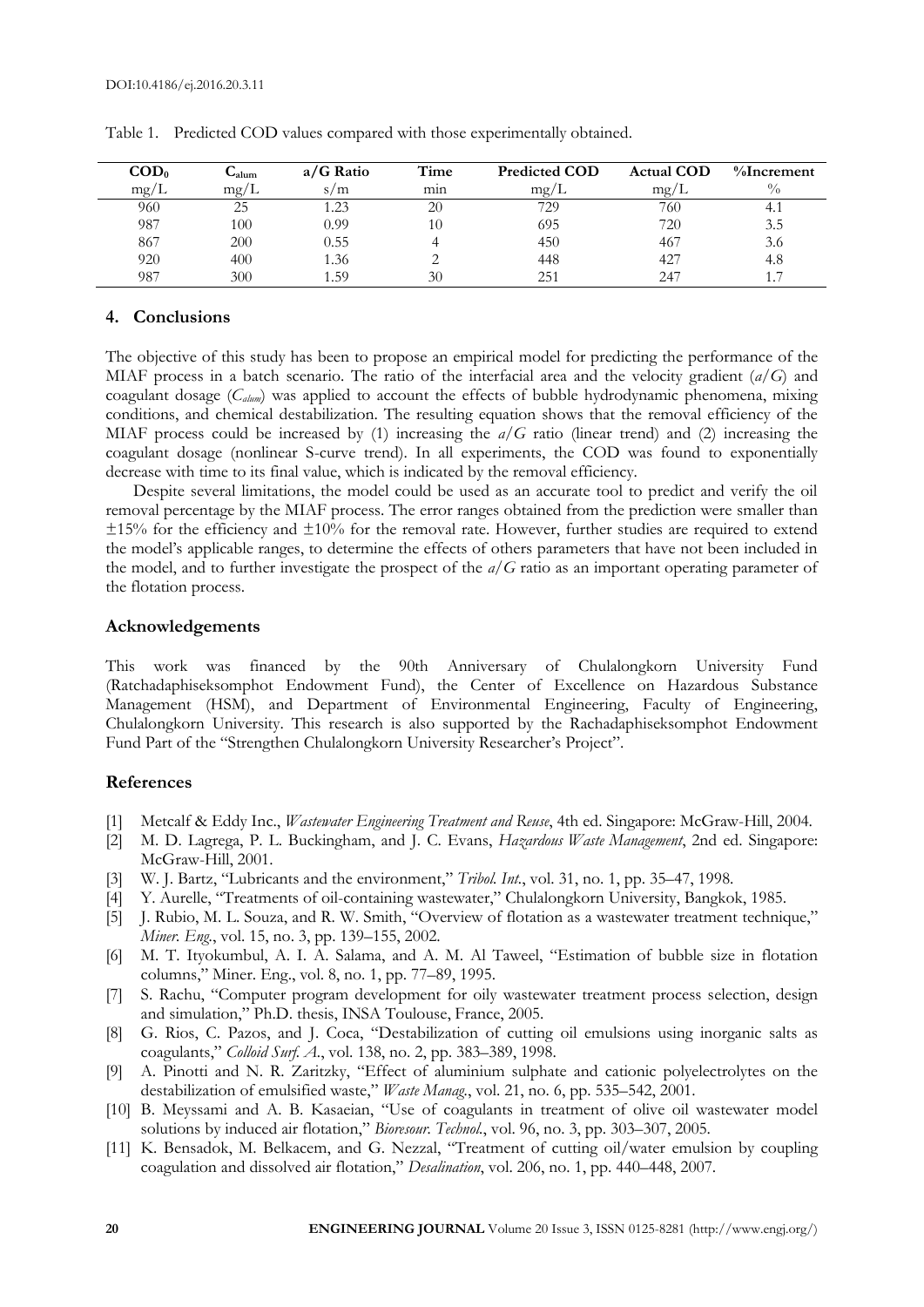Table 1. Predicted COD values compared with those experimentally obtained.

| $COD_0$ | $C_{alum}$ | a/G Ratio | Time | Predicted COD | Actual COD | %Increment |
|---|---|---|---|---|---|---|
| mg/L | mg/L | s/m | min | mg/L | mg/L | % |
| 960 | 25 | 1.23 | 20 | 729 | 760 | 4.1 |
| 987 | 100 | 0.99 | 10 | 695 | 720 | 3.5 |
| 867 | 200 | 0.55 | 4 | 450 | 467 | 3.6 |
| 920 | 400 | 1.36 | 2 | 448 | 427 | 4.8 |
| 987 | 300 | 1.59 | 30 | 251 | 247 | 1.7 |

## 4. Conclusions

The objective of this study has been to propose an empirical model for predicting the performance of the MIAF process in a batch scenario. The ratio of the interfacial area and the velocity gradient ($a/G$) and coagulant dosage ($C_{alum}$) was applied to account the effects of bubble hydrodynamic phenomena, mixing conditions, and chemical destabilization. The resulting equation shows that the removal efficiency of the MIAF process could be increased by (1) increasing the $a/G$ ratio (linear trend) and (2) increasing the coagulant dosage (nonlinear S-curve trend). In all experiments, the COD was found to exponentially decrease with time to its final value, which is indicated by the removal efficiency.

Despite several limitations, the model could be used as an accurate tool to predict and verify the oil removal percentage by the MIAF process. The error ranges obtained from the prediction were smaller than ±15% for the efficiency and ±10% for the removal rate. However, further studies are required to extend the model's applicable ranges, to determine the effects of others parameters that have not been included in the model, and to further investigate the prospect of the $a/G$ ratio as an important operating parameter of the flotation process.

## Acknowledgements

This work was financed by the 90th Anniversary of Chulalongkorn University Fund (Ratchadaphiseksomphot Endowment Fund), the Center of Excellence on Hazardous Substance Management (HSM), and Department of Environmental Engineering, Faculty of Engineering, Chulalongkorn University. This research is also supported by the Rachadaphiseksomphot Endowment Fund Part of the "Strengthen Chulalongkorn University Researcher's Project".

## References

[1] Metcalf & Eddy Inc., *Wastewater Engineering Treatment and Reuse*, 4th ed. Singapore: McGraw-Hill, 2004.

[2] M. D. Lagrega, P. L. Buckingham, and J. C. Evans, *Hazardous Waste Management*, 2nd ed. Singapore: McGraw-Hill, 2001.

[3] W. J. Bartz, "Lubricants and the environment," *Tribol. Int.*, vol. 31, no. 1, pp. 35–47, 1998.

[4] Y. Aurelle, "Treatments of oil-containing wastewater," Chulalongkorn University, Bangkok, 1985.

[5] J. Rubio, M. L. Souza, and R. W. Smith, "Overview of flotation as a wastewater treatment technique," *Miner. Eng.*, vol. 15, no. 3, pp. 139–155, 2002.

[6] M. T. Ityokumbul, A. I. A. Salama, and A. M. Al Taweel, "Estimation of bubble size in flotation columns," Miner. Eng., vol. 8, no. 1, pp. 77–89, 1995.

[7] S. Rachu, "Computer program development for oily wastewater treatment process selection, design and simulation," Ph.D. thesis, INSA Toulouse, France, 2005.

[8] G. Rios, C. Pazos, and J. Coca, "Destabilization of cutting oil emulsions using inorganic salts as coagulants," *Colloid Surf. A.*, vol. 138, no. 2, pp. 383–389, 1998.

[9] A. Pinotti and N. R. Zaritzky, "Effect of aluminium sulphate and cationic polyelectrolytes on the destabilization of emulsified waste," *Waste Manag.*, vol. 21, no. 6, pp. 535–542, 2001.

[10] B. Meyssami and A. B. Kasaeian, "Use of coagulants in treatment of olive oil wastewater model solutions by induced air flotation," *Bioresour. Technol.*, vol. 96, no. 3, pp. 303–307, 2005.

[11] K. Bensadok, M. Belkacem, and G. Nezzal, "Treatment of cutting oil/water emulsion by coupling coagulation and dissolved air flotation," *Desalination*, vol. 206, no. 1, pp. 440–448, 2007.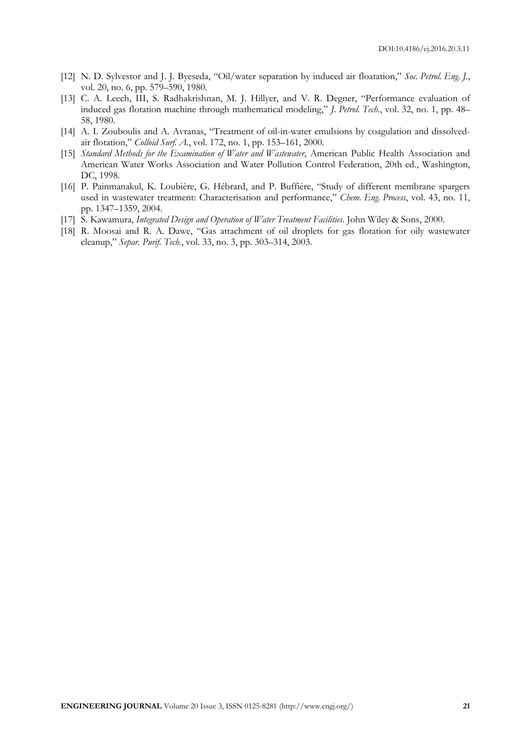[12] N. D. Sylvestor and J. J. Byeseda, "Oil/water separation by induced air floatation," *Soc. Petrol. Eng. J.*, vol. 20, no. 6, pp. 579–590, 1980.

[13] C. A. Leech, III, S. Radhakrishnan, M. J. Hillyer, and V. R. Degner, "Performance evaluation of induced gas flotation machine through mathematical modeling," *J. Petrol. Tech.*, vol. 32, no. 1, pp. 48–58, 1980.

[14] A. I. Zouboulis and A. Avranas, "Treatment of oil-in-water emulsions by coagulation and dissolved-air flotation," *Colloid Surf. A.*, vol. 172, no. 1, pp. 153–161, 2000.

[15] *Standard Methods for the Examination of Water and Wastewater*, American Public Health Association and American Water Works Association and Water Pollution Control Federation, 20th ed., Washington, DC, 1998.

[16] P. Painmanakul, K. Loubière, G. Hébrard, and P. Buffière, "Study of different membrane spargers used in wastewater treatment: Characterisation and performance," *Chem. Eng. Process*, vol. 43, no. 11, pp. 1347–1359, 2004.

[17] S. Kawamura, *Integrated Design and Operation of Water Treatment Facilities*. John Wiley & Sons, 2000.

[18] R. Moosai and R. A. Dawe, "Gas attachment of oil droplets for gas flotation for oily wastewater cleanup," *Separ. Purif. Tech.*, vol. 33, no. 3, pp. 303–314, 2003.